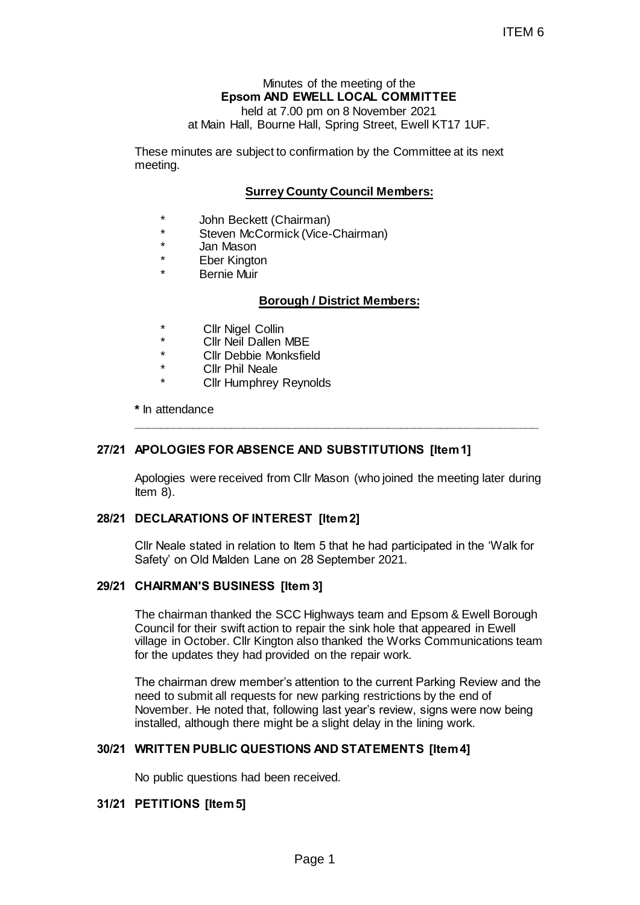# Minutes of the meeting of the Epsom AND EWELL LOCAL COMMITTEE

held at 7.00 pm on 8 November 2021
at Main Hall, Bourne Hall, Spring Street, Ewell KT17 1UF.

These minutes are subject to confirmation by the Committee at its next meeting.

## Surrey County Council Members:

- \* John Beckett (Chairman)
- \* Steven McCormick (Vice-Chairman)
- \* Jan Mason
- \* Eber Kington
- \* Bernie Muir

## Borough / District Members:

- \* Cllr Nigel Collin
- \* Cllr Neil Dallen MBE
- \* Cllr Debbie Monksfield
- \* Cllr Phil Neale
- \* Cllr Humphrey Reynolds

**\*** In attendance

---

### 27/21 APOLOGIES FOR ABSENCE AND SUBSTITUTIONS [Item 1]

Apologies were received from Cllr Mason (who joined the meeting later during Item 8).

### 28/21 DECLARATIONS OF INTEREST [Item 2]

Cllr Neale stated in relation to Item 5 that he had participated in the 'Walk for Safety' on Old Malden Lane on 28 September 2021.

### 29/21 CHAIRMAN'S BUSINESS [Item 3]

The chairman thanked the SCC Highways team and Epsom & Ewell Borough Council for their swift action to repair the sink hole that appeared in Ewell village in October. Cllr Kington also thanked the Works Communications team for the updates they had provided on the repair work.

The chairman drew member's attention to the current Parking Review and the need to submit all requests for new parking restrictions by the end of November. He noted that, following last year's review, signs were now being installed, although there might be a slight delay in the lining work.

### 30/21 WRITTEN PUBLIC QUESTIONS AND STATEMENTS [Item 4]

No public questions had been received.

### 31/21 PETITIONS [Item 5]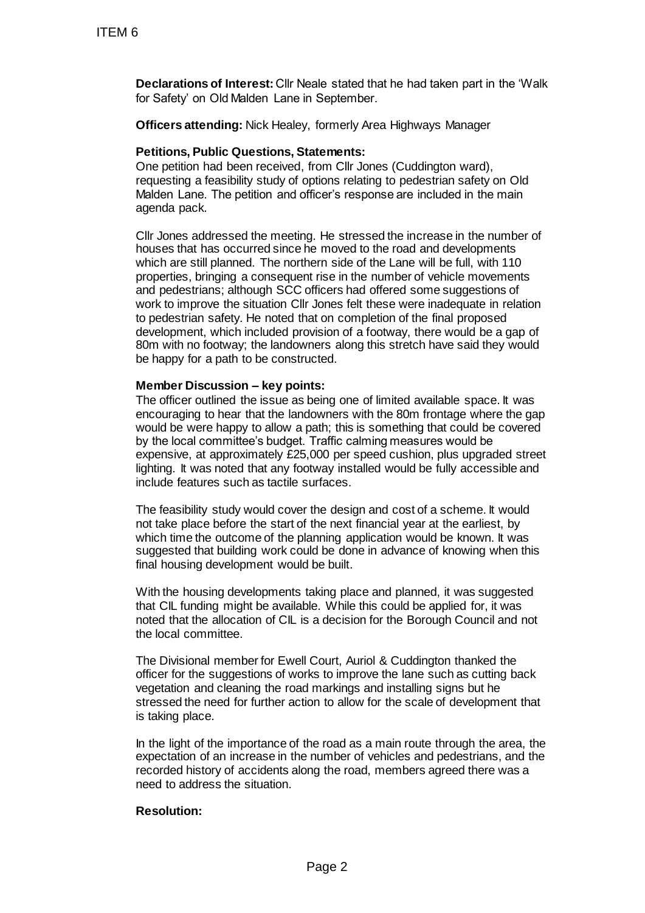**Declarations of Interest:** Cllr Neale stated that he had taken part in the 'Walk for Safety' on Old Malden Lane in September.

**Officers attending:** Nick Healey, formerly Area Highways Manager

**Petitions, Public Questions, Statements:**

One petition had been received, from Cllr Jones (Cuddington ward), requesting a feasibility study of options relating to pedestrian safety on Old Malden Lane. The petition and officer's response are included in the main agenda pack.

Cllr Jones addressed the meeting. He stressed the increase in the number of houses that has occurred since he moved to the road and developments which are still planned. The northern side of the Lane will be full, with 110 properties, bringing a consequent rise in the number of vehicle movements and pedestrians; although SCC officers had offered some suggestions of work to improve the situation Cllr Jones felt these were inadequate in relation to pedestrian safety. He noted that on completion of the final proposed development, which included provision of a footway, there would be a gap of 80m with no footway; the landowners along this stretch have said they would be happy for a path to be constructed.

**Member Discussion – key points:**

The officer outlined the issue as being one of limited available space. It was encouraging to hear that the landowners with the 80m frontage where the gap would be were happy to allow a path; this is something that could be covered by the local committee's budget. Traffic calming measures would be expensive, at approximately £25,000 per speed cushion, plus upgraded street lighting. It was noted that any footway installed would be fully accessible and include features such as tactile surfaces.

The feasibility study would cover the design and cost of a scheme. It would not take place before the start of the next financial year at the earliest, by which time the outcome of the planning application would be known. It was suggested that building work could be done in advance of knowing when this final housing development would be built.

With the housing developments taking place and planned, it was suggested that CIL funding might be available. While this could be applied for, it was noted that the allocation of CIL is a decision for the Borough Council and not the local committee.

The Divisional member for Ewell Court, Auriol & Cuddington thanked the officer for the suggestions of works to improve the lane such as cutting back vegetation and cleaning the road markings and installing signs but he stressed the need for further action to allow for the scale of development that is taking place.

In the light of the importance of the road as a main route through the area, the expectation of an increase in the number of vehicles and pedestrians, and the recorded history of accidents along the road, members agreed there was a need to address the situation.

**Resolution:**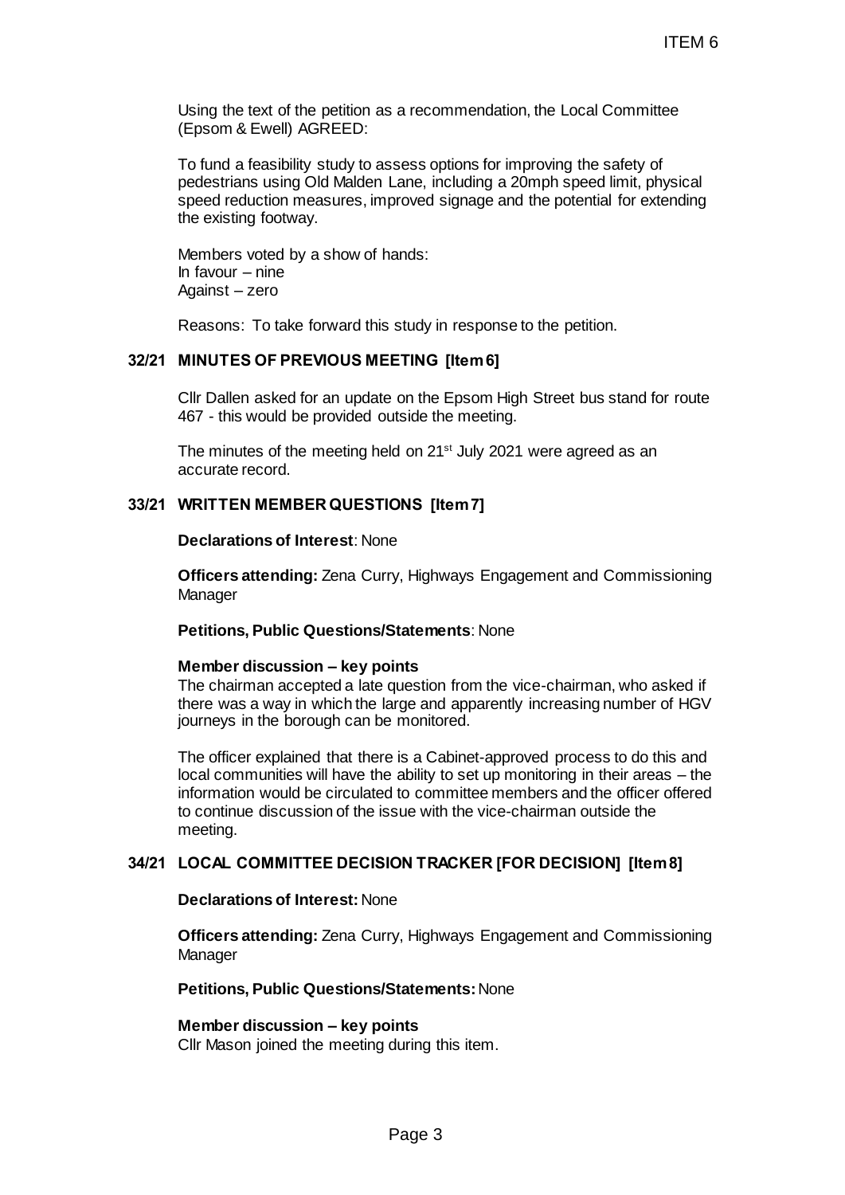Using the text of the petition as a recommendation, the Local Committee (Epsom & Ewell) AGREED:

To fund a feasibility study to assess options for improving the safety of pedestrians using Old Malden Lane, including a 20mph speed limit, physical speed reduction measures, improved signage and the potential for extending the existing footway.

Members voted by a show of hands:
In favour – nine
Against – zero

Reasons: To take forward this study in response to the petition.

## 32/21 MINUTES OF PREVIOUS MEETING [Item 6]

Cllr Dallen asked for an update on the Epsom High Street bus stand for route 467 - this would be provided outside the meeting.

The minutes of the meeting held on 21st July 2021 were agreed as an accurate record.

## 33/21 WRITTEN MEMBER QUESTIONS [Item 7]

**Declarations of Interest**: None

**Officers attending:** Zena Curry, Highways Engagement and Commissioning Manager

**Petitions, Public Questions/Statements**: None

**Member discussion – key points**
The chairman accepted a late question from the vice-chairman, who asked if there was a way in which the large and apparently increasing number of HGV journeys in the borough can be monitored.

The officer explained that there is a Cabinet-approved process to do this and local communities will have the ability to set up monitoring in their areas – the information would be circulated to committee members and the officer offered to continue discussion of the issue with the vice-chairman outside the meeting.

## 34/21 LOCAL COMMITTEE DECISION TRACKER [FOR DECISION] [Item 8]

**Declarations of Interest:** None

**Officers attending:** Zena Curry, Highways Engagement and Commissioning Manager

**Petitions, Public Questions/Statements:** None

**Member discussion – key points**
Cllr Mason joined the meeting during this item.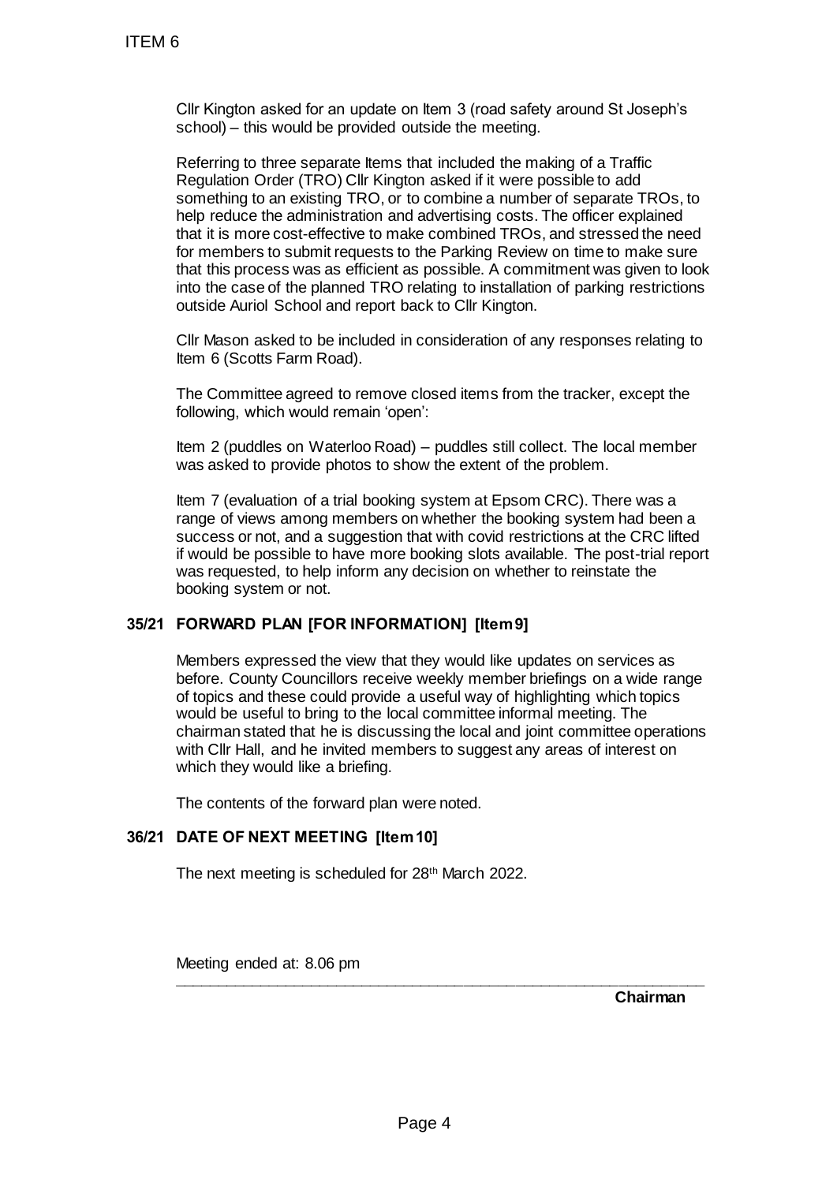Cllr Kington asked for an update on Item 3 (road safety around St Joseph's school) – this would be provided outside the meeting.

Referring to three separate Items that included the making of a Traffic Regulation Order (TRO) Cllr Kington asked if it were possible to add something to an existing TRO, or to combine a number of separate TROs, to help reduce the administration and advertising costs. The officer explained that it is more cost-effective to make combined TROs, and stressed the need for members to submit requests to the Parking Review on time to make sure that this process was as efficient as possible. A commitment was given to look into the case of the planned TRO relating to installation of parking restrictions outside Auriol School and report back to Cllr Kington.

Cllr Mason asked to be included in consideration of any responses relating to Item 6 (Scotts Farm Road).

The Committee agreed to remove closed items from the tracker, except the following, which would remain 'open':

Item 2 (puddles on Waterloo Road) – puddles still collect. The local member was asked to provide photos to show the extent of the problem.

Item 7 (evaluation of a trial booking system at Epsom CRC). There was a range of views among members on whether the booking system had been a success or not, and a suggestion that with covid restrictions at the CRC lifted if would be possible to have more booking slots available. The post-trial report was requested, to help inform any decision on whether to reinstate the booking system or not.

## 35/21 FORWARD PLAN [FOR INFORMATION] [Item 9]

Members expressed the view that they would like updates on services as before. County Councillors receive weekly member briefings on a wide range of topics and these could provide a useful way of highlighting which topics would be useful to bring to the local committee informal meeting. The chairman stated that he is discussing the local and joint committee operations with Cllr Hall, and he invited members to suggest any areas of interest on which they would like a briefing.

The contents of the forward plan were noted.

## 36/21 DATE OF NEXT MEETING [Item 10]

The next meeting is scheduled for 28th March 2022.

Meeting ended at: 8.06 pm

______________________________________________________________

**Chairman**